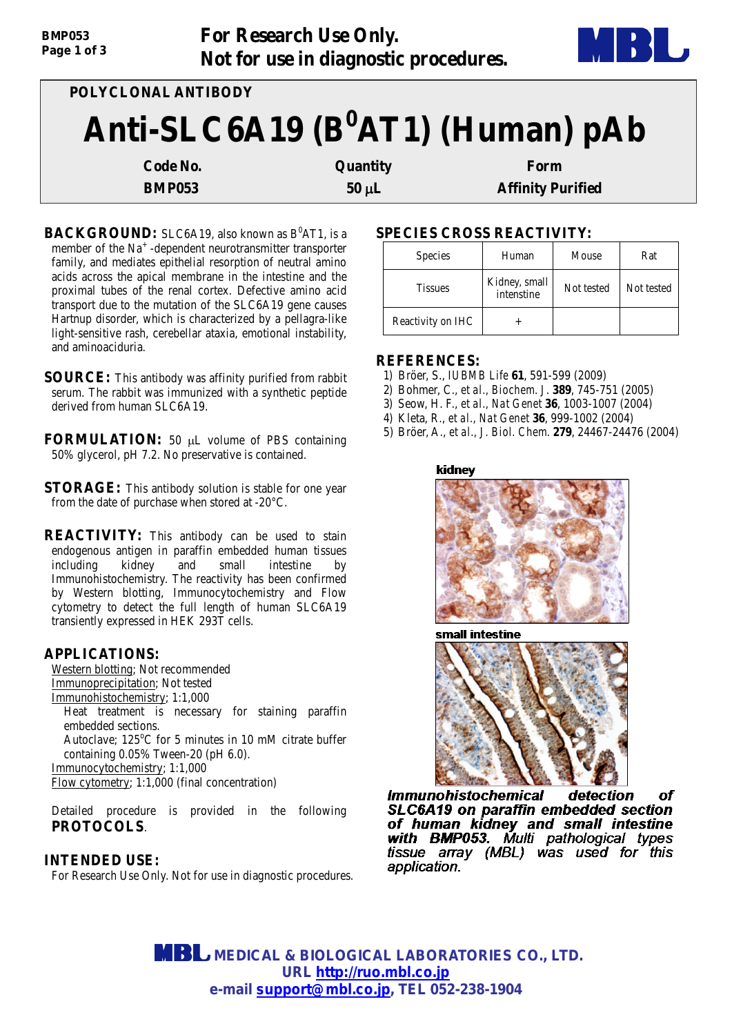For Research Use Only.
Not for use in diagnostic procedures.

**POLYCLONAL ANTIBODY**

# Anti-SLC6A19 ($B^0AT1$) (Human) pAb

| Code No. | Quantity | Form |
|---|---|---|
| BMP053 | 50 μL | Affinity Purified |

**BACKGROUND:** SLC6A19, also known as $B^0AT1$, is a member of the $Na^+$-dependent neurotransmitter transporter family, and mediates epithelial resorption of neutral amino acids across the apical membrane in the intestine and the proximal tubes of the renal cortex. Defective amino acid transport due to the mutation of the SLC6A19 gene causes Hartnup disorder, which is characterized by a pellagra-like light-sensitive rash, cerebellar ataxia, emotional instability, and aminoaciduria.

**SOURCE:** This antibody was affinity purified from rabbit serum. The rabbit was immunized with a synthetic peptide derived from human SLC6A19.

**FORMULATION:** 50 μL volume of PBS containing 50% glycerol, pH 7.2. No preservative is contained.

**STORAGE:** This antibody solution is stable for one year from the date of purchase when stored at -20°C.

**REACTIVITY:** This antibody can be used to stain endogenous antigen in paraffin embedded human tissues including kidney and small intestine by Immunohistochemistry. The reactivity has been confirmed by Western blotting, Immunocytochemistry and Flow cytometry to detect the full length of human SLC6A19 transiently expressed in HEK 293T cells.

**APPLICATIONS:**

Western blotting; Not recommended
Immunoprecipitation; Not tested
Immunohistochemistry; 1:1,000
  Heat treatment is necessary for staining paraffin embedded sections.
  Autoclave; 125°C for 5 minutes in 10 mM citrate buffer containing 0.05% Tween-20 (pH 6.0).
Immunocytochemistry; 1:1,000
Flow cytometry; 1:1,000 (final concentration)

Detailed procedure is provided in the following **PROTOCOLS**.

**INTENDED USE:**
For Research Use Only. Not for use in diagnostic procedures.

**SPECIES CROSS REACTIVITY:**

| Species | Human | Mouse | Rat |
|---|---|---|---|
| Tissues | Kidney, small intenstine | Not tested | Not tested |
| Reactivity on IHC | + | | |

**REFERENCES:**

1) Bröer, S., *IUBMB Life* **61**, 591-599 (2009)
2) Bohmer, C., *et al.*, *Biochem. J.* **389**, 745-751 (2005)
3) Seow, H. F., *et al.*, *Nat Genet* **36**, 1003-1007 (2004)
4) Kleta, R., *et al.*, *Nat Genet* **36**, 999-1002 (2004)
5) Bröer, A., *et al.*, *J. Biol. Chem.* **279**, 24467-24476 (2004)

kidney

small intestine

***Immunohistochemical detection of SLC6A19 on paraffin embedded section of human kidney and small intestine with BMP053.** Multi pathological types tissue array (MBL) was used for this application.*

**MEDICAL & BIOLOGICAL LABORATORIES CO., LTD.**
URL http://ruo.mbl.co.jp
e-mail support@mbl.co.jp, TEL 052-238-1904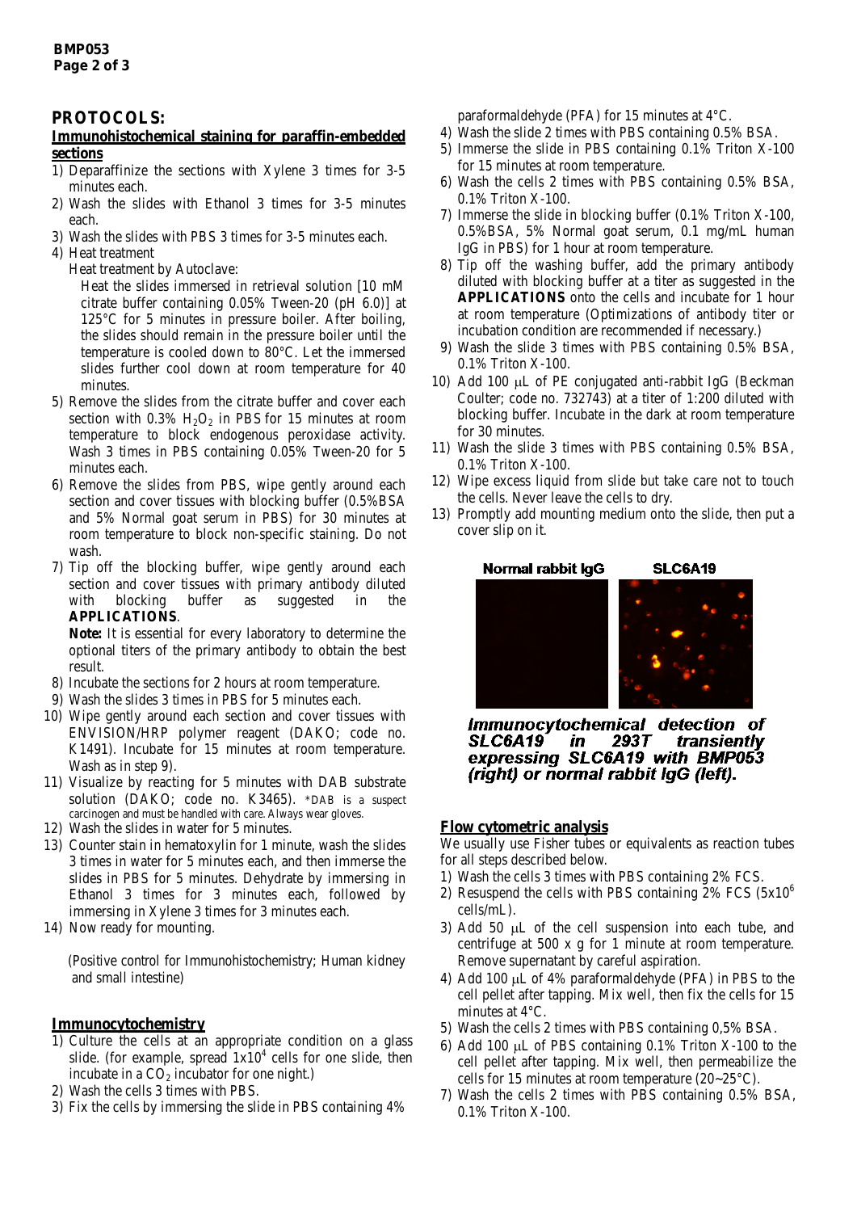## PROTOCOLS:

### Immunohistochemical staining for paraffin-embedded sections

1) Deparaffinize the sections with Xylene 3 times for 3-5 minutes each.
2) Wash the slides with Ethanol 3 times for 3-5 minutes each.
3) Wash the slides with PBS 3 times for 3-5 minutes each.
4) Heat treatment
   Heat treatment by Autoclave:
   Heat the slides immersed in retrieval solution [10 mM citrate buffer containing 0.05% Tween-20 (pH 6.0)] at 125°C for 5 minutes in pressure boiler. After boiling, the slides should remain in the pressure boiler until the temperature is cooled down to 80°C. Let the immersed slides further cool down at room temperature for 40 minutes.
5) Remove the slides from the citrate buffer and cover each section with 0.3% $H_2O_2$ in PBS for 15 minutes at room temperature to block endogenous peroxidase activity. Wash 3 times in PBS containing 0.05% Tween-20 for 5 minutes each.
6) Remove the slides from PBS, wipe gently around each section and cover tissues with blocking buffer (0.5%BSA and 5% Normal goat serum in PBS) for 30 minutes at room temperature to block non-specific staining. Do not wash.
7) Tip off the blocking buffer, wipe gently around each section and cover tissues with primary antibody diluted with blocking buffer as suggested in the **APPLICATIONS**.
   **Note:** It is essential for every laboratory to determine the optional titers of the primary antibody to obtain the best result.
8) Incubate the sections for 2 hours at room temperature.
9) Wash the slides 3 times in PBS for 5 minutes each.
10) Wipe gently around each section and cover tissues with ENVISION/HRP polymer reagent (DAKO; code no. K1491). Incubate for 15 minutes at room temperature. Wash as in step 9).
11) Visualize by reacting for 5 minutes with DAB substrate solution (DAKO; code no. K3465). *DAB is a suspect carcinogen and must be handled with care. Always wear gloves.
12) Wash the slides in water for 5 minutes.
13) Counter stain in hematoxylin for 1 minute, wash the slides 3 times in water for 5 minutes each, and then immerse the slides in PBS for 5 minutes. Dehydrate by immersing in Ethanol 3 times for 3 minutes each, followed by immersing in Xylene 3 times for 3 minutes each.
14) Now ready for mounting.

(Positive control for Immunohistochemistry; Human kidney and small intestine)

### Immunocytochemistry

1) Culture the cells at an appropriate condition on a glass slide. (for example, spread $1x10^4$ cells for one slide, then incubate in a $CO_2$ incubator for one night.)
2) Wash the cells 3 times with PBS.
3) Fix the cells by immersing the slide in PBS containing 4% paraformaldehyde (PFA) for 15 minutes at 4°C.
4) Wash the slide 2 times with PBS containing 0.5% BSA.
5) Immerse the slide in PBS containing 0.1% Triton X-100 for 15 minutes at room temperature.
6) Wash the cells 2 times with PBS containing 0.5% BSA, 0.1% Triton X-100.
7) Immerse the slide in blocking buffer (0.1% Triton X-100, 0.5%BSA, 5% Normal goat serum, 0.1 mg/mL human IgG in PBS) for 1 hour at room temperature.
8) Tip off the washing buffer, add the primary antibody diluted with blocking buffer at a titer as suggested in the **APPLICATIONS** onto the cells and incubate for 1 hour at room temperature (Optimizations of antibody titer or incubation condition are recommended if necessary.)
9) Wash the slide 3 times with PBS containing 0.5% BSA, 0.1% Triton X-100.
10) Add 100 μL of PE conjugated anti-rabbit IgG (Beckman Coulter; code no. 732743) at a titer of 1:200 diluted with blocking buffer. Incubate in the dark at room temperature for 30 minutes.
11) Wash the slide 3 times with PBS containing 0.5% BSA, 0.1% Triton X-100.
12) Wipe excess liquid from slide but take care not to touch the cells. Never leave the cells to dry.
13) Promptly add mounting medium onto the slide, then put a cover slip on it.

Normal rabbit IgG    SLC6A19

***Immunocytochemical detection of SLC6A19 in 293T transiently expressing SLC6A19 with BMP053 (right) or normal rabbit IgG (left).***

### Flow cytometric analysis

We usually use Fisher tubes or equivalents as reaction tubes for all steps described below.

1) Wash the cells 3 times with PBS containing 2% FCS.
2) Resuspend the cells with PBS containing 2% FCS ($5x10^6$ cells/mL).
3) Add 50 μL of the cell suspension into each tube, and centrifuge at 500 x g for 1 minute at room temperature. Remove supernatant by careful aspiration.
4) Add 100 μL of 4% paraformaldehyde (PFA) in PBS to the cell pellet after tapping. Mix well, then fix the cells for 15 minutes at 4°C.
5) Wash the cells 2 times with PBS containing 0,5% BSA.
6) Add 100 μL of PBS containing 0.1% Triton X-100 to the cell pellet after tapping. Mix well, then permeabilize the cells for 15 minutes at room temperature (20~25°C).
7) Wash the cells 2 times with PBS containing 0.5% BSA, 0.1% Triton X-100.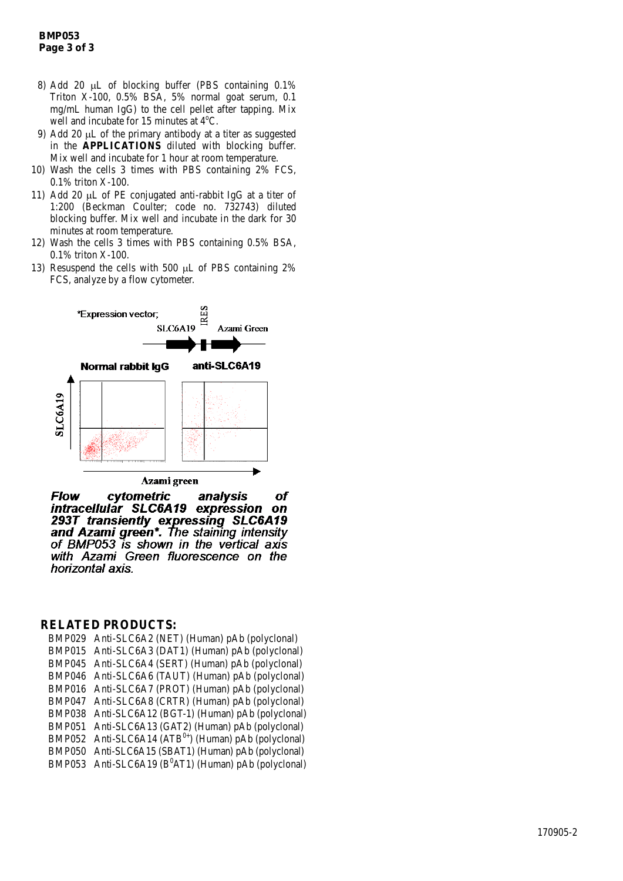8) Add 20 μL of blocking buffer (PBS containing 0.1% Triton X-100, 0.5% BSA, 5% normal goat serum, 0.1 mg/mL human IgG) to the cell pellet after tapping. Mix well and incubate for 15 minutes at 4°C.
9) Add 20 μL of the primary antibody at a titer as suggested in the **APPLICATIONS** diluted with blocking buffer. Mix well and incubate for 1 hour at room temperature.
10) Wash the cells 3 times with PBS containing 2% FCS, 0.1% triton X-100.
11) Add 20 μL of PE conjugated anti-rabbit IgG at a titer of 1:200 (Beckman Coulter; code no. 732743) diluted blocking buffer. Mix well and incubate in the dark for 30 minutes at room temperature.
12) Wash the cells 3 times with PBS containing 0.5% BSA, 0.1% triton X-100.
13) Resuspend the cells with 500 μL of PBS containing 2% FCS, analyze by a flow cytometer.

*Expression vector;
SLC6A19
IRES
Azami Green

Normal rabbit IgG
anti-SLC6A19
SLC6A19
Azami green

***Flow cytometric analysis of intracellular SLC6A19 expression on 293T transiently expressing SLC6A19 and Azami green\*.*** *The staining intensity of BMP053 is shown in the vertical axis with Azami Green fluorescence on the horizontal axis.*

## RELATED PRODUCTS:

BMP029 Anti-SLC6A2 (NET) (Human) pAb (polyclonal)
BMP015 Anti-SLC6A3 (DAT1) (Human) pAb (polyclonal)
BMP045 Anti-SLC6A4 (SERT) (Human) pAb (polyclonal)
BMP046 Anti-SLC6A6 (TAUT) (Human) pAb (polyclonal)
BMP016 Anti-SLC6A7 (PROT) (Human) pAb (polyclonal)
BMP047 Anti-SLC6A8 (CRTR) (Human) pAb (polyclonal)
BMP038 Anti-SLC6A12 (BGT-1) (Human) pAb (polyclonal)
BMP051 Anti-SLC6A13 (GAT2) (Human) pAb (polyclonal)
BMP052 Anti-SLC6A14 ($ATB^{0+}$) (Human) pAb (polyclonal)
BMP050 Anti-SLC6A15 (SBAT1) (Human) pAb (polyclonal)
BMP053 Anti-SLC6A19 ($B^{0}AT1$) (Human) pAb (polyclonal)

170905-2